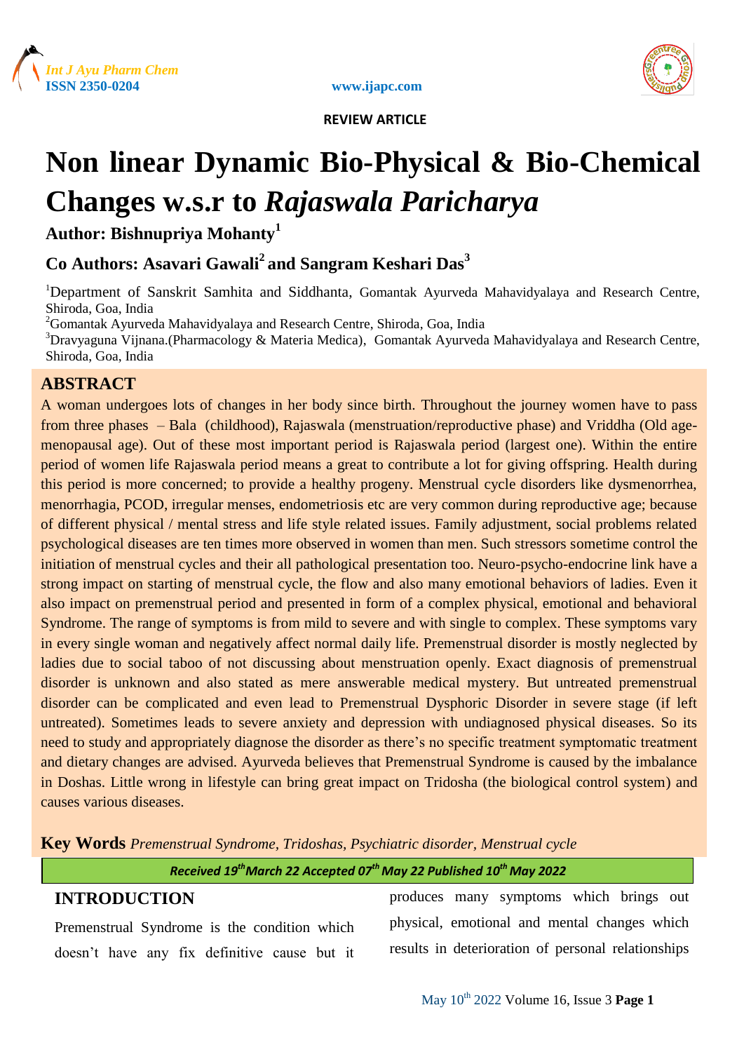REVIEW ARTICLE

# Non linear Dynamic Bio-Physical & Bio-Chemical Changes w.s.r to *Rajaswala Paricharya*

**Author: Bishnupriya Mohanty[1]**

**Co Authors: Asavari Gawali[2] and Sangram Keshari Das[3]**

[1]Department of Sanskrit Samhita and Siddhanta, Gomantak Ayurveda Mahavidyalaya and Research Centre, Shiroda, Goa, India

[2]Gomantak Ayurveda Mahavidyalaya and Research Centre, Shiroda, Goa, India

[3]Dravyaguna Vijnana.(Pharmacology & Materia Medica), Gomantak Ayurveda Mahavidyalaya and Research Centre, Shiroda, Goa, India

## ABSTRACT

A woman undergoes lots of changes in her body since birth. Throughout the journey women have to pass from three phases – Bala (childhood), Rajaswala (menstruation/reproductive phase) and Vriddha (Old age-menopausal age). Out of these most important period is Rajaswala period (largest one). Within the entire period of women life Rajaswala period means a great to contribute a lot for giving offspring. Health during this period is more concerned; to provide a healthy progeny. Menstrual cycle disorders like dysmenorrhea, menorrhagia, PCOD, irregular menses, endometriosis etc are very common during reproductive age; because of different physical / mental stress and life style related issues. Family adjustment, social problems related psychological diseases are ten times more observed in women than men. Such stressors sometime control the initiation of menstrual cycles and their all pathological presentation too. Neuro-psycho-endocrine link have a strong impact on starting of menstrual cycle, the flow and also many emotional behaviors of ladies. Even it also impact on premenstrual period and presented in form of a complex physical, emotional and behavioral Syndrome. The range of symptoms is from mild to severe and with single to complex. These symptoms vary in every single woman and negatively affect normal daily life. Premenstrual disorder is mostly neglected by ladies due to social taboo of not discussing about menstruation openly. Exact diagnosis of premenstrual disorder is unknown and also stated as mere answerable medical mystery. But untreated premenstrual disorder can be complicated and even lead to Premenstrual Dysphoric Disorder in severe stage (if left untreated). Sometimes leads to severe anxiety and depression with undiagnosed physical diseases. So its need to study and appropriately diagnose the disorder as there's no specific treatment symptomatic treatment and dietary changes are advised. Ayurveda believes that Premenstrual Syndrome is caused by the imbalance in Doshas. Little wrong in lifestyle can bring great impact on Tridosha (the biological control system) and causes various diseases.

**Key Words** *Premenstrual Syndrome, Tridoshas, Psychiatric disorder, Menstrual cycle*

*Received 19th March 22 Accepted 07th May 22 Published 10th May 2022*

## INTRODUCTION

Premenstrual Syndrome is the condition which doesn't have any fix definitive cause but it produces many symptoms which brings out physical, emotional and mental changes which results in deterioration of personal relationships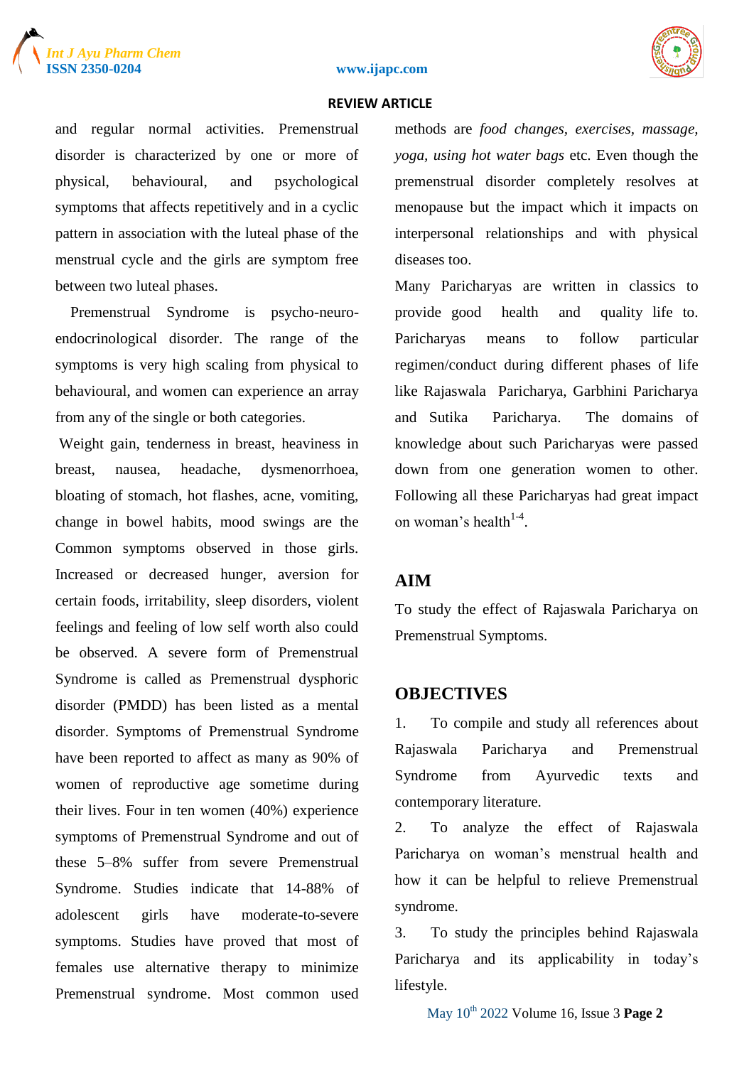and regular normal activities. Premenstrual disorder is characterized by one or more of physical, behavioural, and psychological symptoms that affects repetitively and in a cyclic pattern in association with the luteal phase of the menstrual cycle and the girls are symptom free between two luteal phases.

Premenstrual Syndrome is psycho-neuro-endocrinological disorder. The range of the symptoms is very high scaling from physical to behavioural, and women can experience an array from any of the single or both categories.

Weight gain, tenderness in breast, heaviness in breast, nausea, headache, dysmenorrhoea, bloating of stomach, hot flashes, acne, vomiting, change in bowel habits, mood swings are the Common symptoms observed in those girls. Increased or decreased hunger, aversion for certain foods, irritability, sleep disorders, violent feelings and feeling of low self worth also could be observed. A severe form of Premenstrual Syndrome is called as Premenstrual dysphoric disorder (PMDD) has been listed as a mental disorder. Symptoms of Premenstrual Syndrome have been reported to affect as many as 90% of women of reproductive age sometime during their lives. Four in ten women (40%) experience symptoms of Premenstrual Syndrome and out of these 5–8% suffer from severe Premenstrual Syndrome. Studies indicate that 14-88% of adolescent girls have moderate-to-severe symptoms. Studies have proved that most of females use alternative therapy to minimize Premenstrual syndrome. Most common used methods are *food changes, exercises, massage, yoga, using hot water bags* etc. Even though the premenstrual disorder completely resolves at menopause but the impact which it impacts on interpersonal relationships and with physical diseases too.

Many Paricharyas are written in classics to provide good health and quality life to. Paricharyas means to follow particular regimen/conduct during different phases of life like Rajaswala Paricharya, Garbhini Paricharya and Sutika Paricharya. The domains of knowledge about such Paricharyas were passed down from one generation women to other. Following all these Paricharyas had great impact on woman's health[1-4].

## AIM

To study the effect of Rajaswala Paricharya on Premenstrual Symptoms.

## OBJECTIVES

1. To compile and study all references about Rajaswala Paricharya and Premenstrual Syndrome from Ayurvedic texts and contemporary literature.
2. To analyze the effect of Rajaswala Paricharya on woman's menstrual health and how it can be helpful to relieve Premenstrual syndrome.
3. To study the principles behind Rajaswala Paricharya and its applicability in today's lifestyle.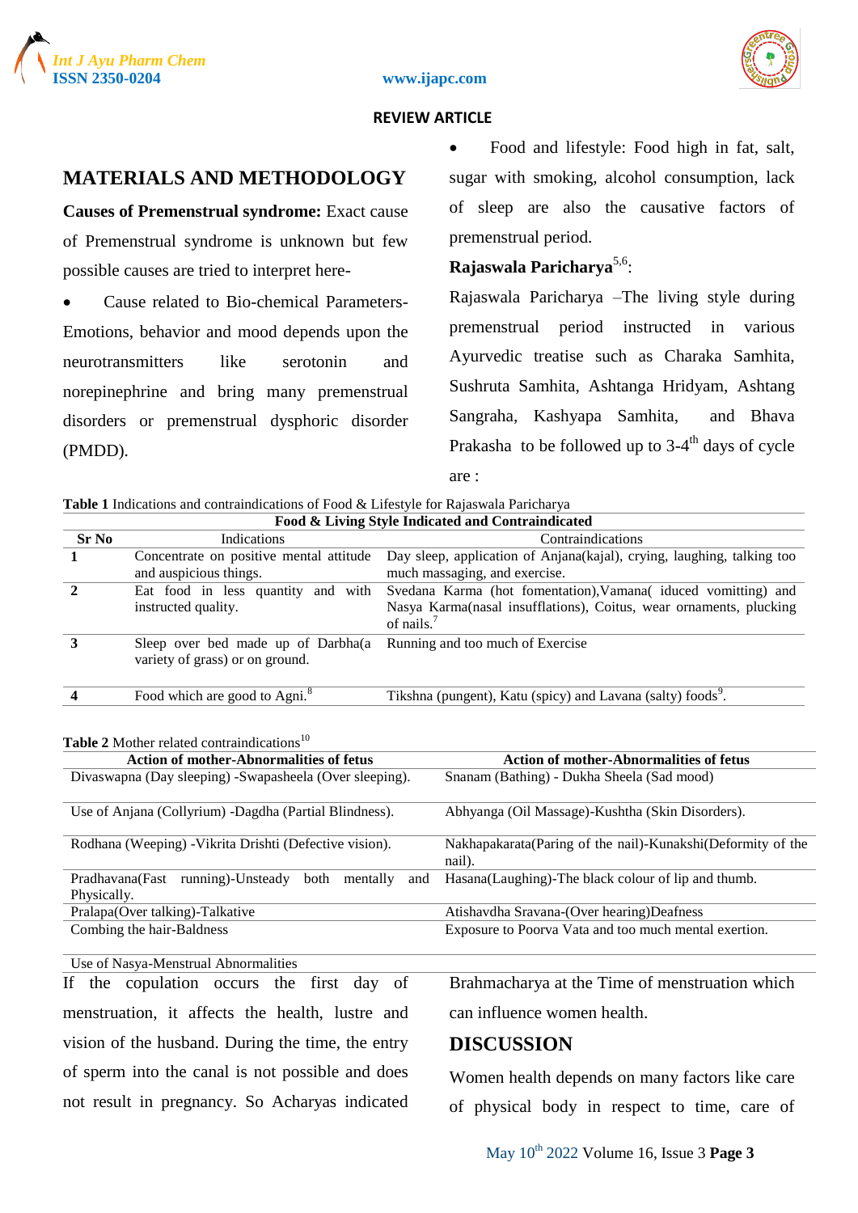**REVIEW ARTICLE**

## MATERIALS AND METHODOLOGY

**Causes of Premenstrual syndrome:** Exact cause of Premenstrual syndrome is unknown but few possible causes are tried to interpret here-

- Cause related to Bio-chemical Parameters- Emotions, behavior and mood depends upon the neurotransmitters like serotonin and norepinephrine and bring many premenstrual disorders or premenstrual dysphoric disorder (PMDD).
- Food and lifestyle: Food high in fat, salt, sugar with smoking, alcohol consumption, lack of sleep are also the causative factors of premenstrual period.

**Rajaswala Paricharya**[5,6]:

Rajaswala Paricharya –The living style during premenstrual period instructed in various Ayurvedic treatise such as Charaka Samhita, Sushruta Samhita, Ashtanga Hridyam, Ashtang Sangraha, Kashyapa Samhita, and Bhava Prakasha to be followed up to 3-4th days of cycle are :

**Table 1** Indications and contraindications of Food & Lifestyle for Rajaswala Paricharya

| Food & Living Style Indicated and Contraindicated | | |
|---|---|---|
| **Sr No** | Indications | Contraindications |
| **1** | Concentrate on positive mental attitude and auspicious things. | Day sleep, application of Anjana(kajal), crying, laughing, talking too much massaging, and exercise. |
| **2** | Eat food in less quantity and with instructed quality. | Svedana Karma (hot fomentation),Vamana( iduced vomitting) and Nasya Karma(nasal insufflations), Coitus, wear ornaments, plucking of nails.[7] |
| **3** | Sleep over bed made up of Darbha(a variety of grass) or on ground. | Running and too much of Exercise |
| **4** | Food which are good to Agni.[8] | Tikshna (pungent), Katu (spicy) and Lavana (salty) foods[9]. |

**Table 2** Mother related contraindications[10]

| Action of mother-Abnormalities of fetus | Action of mother-Abnormalities of fetus |
|---|---|
| Divaswapna (Day sleeping) -Swapasheela (Over sleeping). | Snanam (Bathing) - Dukha Sheela (Sad mood) |
| Use of Anjana (Collyrium) -Dagdha (Partial Blindness). | Abhyanga (Oil Massage)-Kushtha (Skin Disorders). |
| Rodhana (Weeping) -Vikrita Drishti (Defective vision). | Nakhapakarata(Paring of the nail)-Kunakshi(Deformity of the nail). |
| Pradhavana(Fast running)-Unsteady both mentally and Physically. | Hasana(Laughing)-The black colour of lip and thumb. |
| Pralapa(Over talking)-Talkative | Atishavdha Sravana-(Over hearing)Deafness |
| Combing the hair-Baldness | Exposure to Poorva Vata and too much mental exertion. |
| Use of Nasya-Menstrual Abnormalities | |

If the copulation occurs the first day of menstruation, it affects the health, lustre and vision of the husband. During the time, the entry of sperm into the canal is not possible and does not result in pregnancy. So Acharyas indicated Brahmacharya at the Time of menstruation which can influence women health.

## DISCUSSION

Women health depends on many factors like care of physical body in respect to time, care of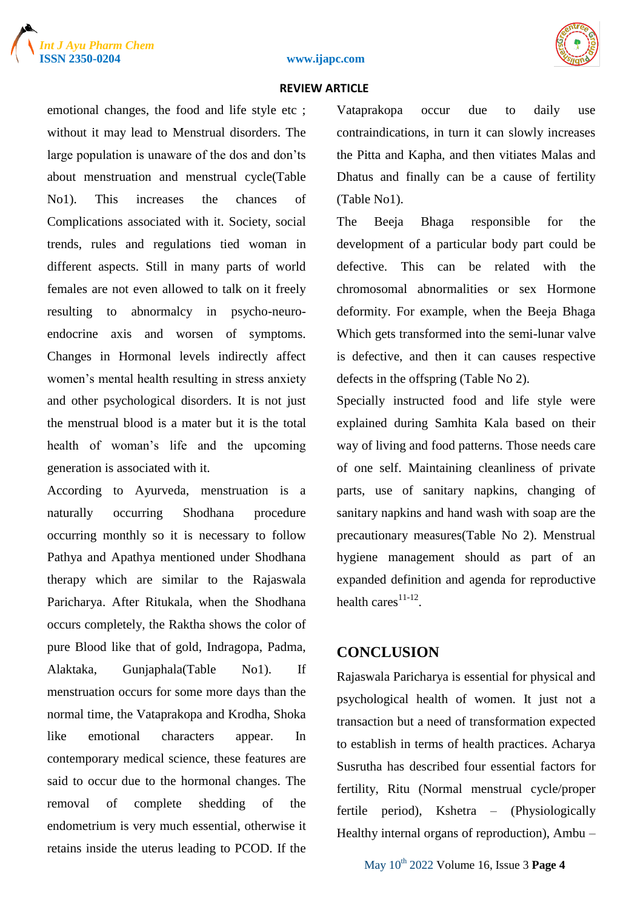emotional changes, the food and life style etc ; without it may lead to Menstrual disorders. The large population is unaware of the dos and don'ts about menstruation and menstrual cycle(Table No1). This increases the chances of Complications associated with it. Society, social trends, rules and regulations tied woman in different aspects. Still in many parts of world females are not even allowed to talk on it freely resulting to abnormalcy in psycho-neuro-endocrine axis and worsen of symptoms. Changes in Hormonal levels indirectly affect women's mental health resulting in stress anxiety and other psychological disorders. It is not just the menstrual blood is a mater but it is the total health of woman's life and the upcoming generation is associated with it.

According to Ayurveda, menstruation is a naturally occurring Shodhana procedure occurring monthly so it is necessary to follow Pathya and Apathya mentioned under Shodhana therapy which are similar to the Rajaswala Paricharya. After Ritukala, when the Shodhana occurs completely, the Raktha shows the color of pure Blood like that of gold, Indragopa, Padma, Alaktaka, Gunjaphala(Table No1). If menstruation occurs for some more days than the normal time, the Vataprakopa and Krodha, Shoka like emotional characters appear. In contemporary medical science, these features are said to occur due to the hormonal changes. The removal of complete shedding of the endometrium is very much essential, otherwise it retains inside the uterus leading to PCOD. If the Vataprakopa occur due to daily use contraindications, in turn it can slowly increases the Pitta and Kapha, and then vitiates Malas and Dhatus and finally can be a cause of fertility (Table No1).

The Beeja Bhaga responsible for the development of a particular body part could be defective. This can be related with the chromosomal abnormalities or sex Hormone deformity. For example, when the Beeja Bhaga Which gets transformed into the semi-lunar valve is defective, and then it can causes respective defects in the offspring (Table No 2).

Specially instructed food and life style were explained during Samhita Kala based on their way of living and food patterns. Those needs care of one self. Maintaining cleanliness of private parts, use of sanitary napkins, changing of sanitary napkins and hand wash with soap are the precautionary measures(Table No 2). Menstrual hygiene management should as part of an expanded definition and agenda for reproductive health cares[11-12].

## CONCLUSION

Rajaswala Paricharya is essential for physical and psychological health of women. It just not a transaction but a need of transformation expected to establish in terms of health practices. Acharya Susrutha has described four essential factors for fertility, Ritu (Normal menstrual cycle/proper fertile period), Kshetra – (Physiologically Healthy internal organs of reproduction), Ambu –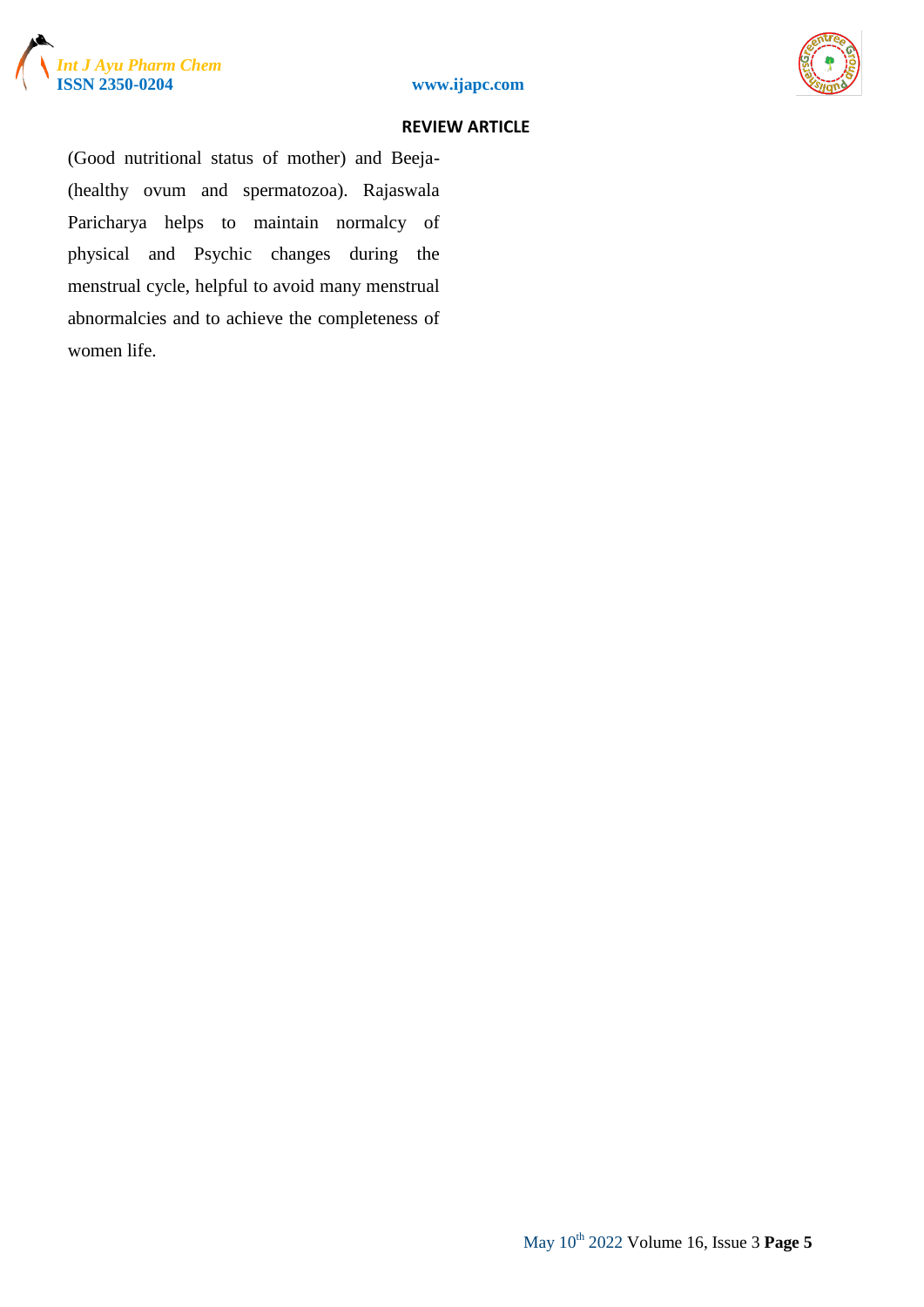(Good nutritional status of mother) and Beeja- (healthy ovum and spermatozoa). Rajaswala Paricharya helps to maintain normalcy of physical and Psychic changes during the menstrual cycle, helpful to avoid many menstrual abnormalcies and to achieve the completeness of women life.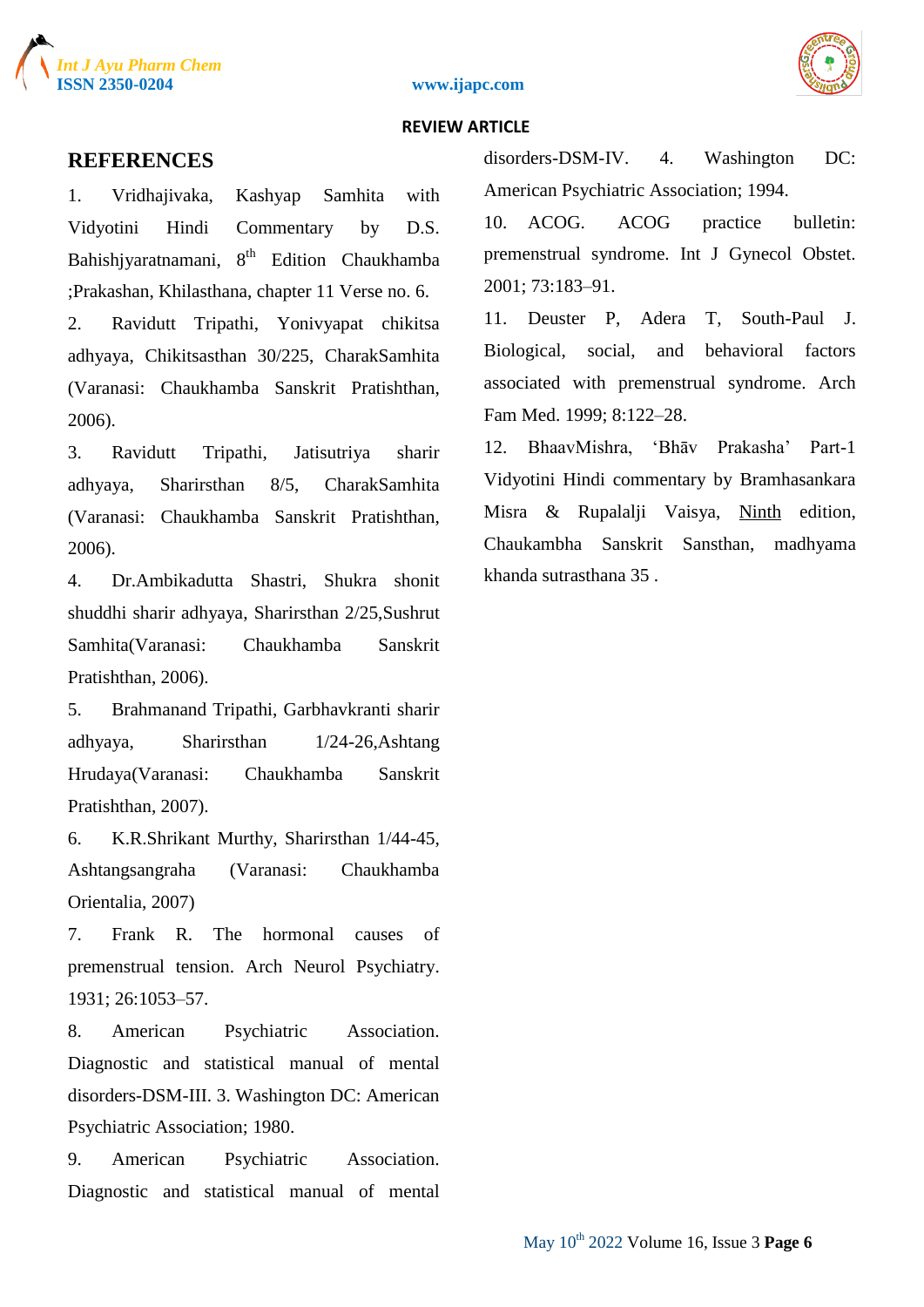## REFERENCES

1. Vridhajivaka, Kashyap Samhita with Vidyotini Hindi Commentary by D.S. Bahishjyaratnamani, 8th Edition Chaukhamba ;Prakashan, Khilasthana, chapter 11 Verse no. 6.
2. Ravidutt Tripathi, Yonivyapat chikitsa adhyaya, Chikitsasthan 30/225, CharakSamhita (Varanasi: Chaukhamba Sanskrit Pratishthan, 2006).
3. Ravidutt Tripathi, Jatisutriya sharir adhyaya, Sharirsthan 8/5, CharakSamhita (Varanasi: Chaukhamba Sanskrit Pratishthan, 2006).
4. Dr.Ambikadutta Shastri, Shukra shonit shuddhi sharir adhyaya, Sharirsthan 2/25,Sushrut Samhita(Varanasi: Chaukhamba Sanskrit Pratishthan, 2006).
5. Brahmanand Tripathi, Garbhavkranti sharir adhyaya, Sharirsthan 1/24-26,Ashtang Hrudaya(Varanasi: Chaukhamba Sanskrit Pratishthan, 2007).
6. K.R.Shrikant Murthy, Sharirsthan 1/44-45, Ashtangsangraha (Varanasi: Chaukhamba Orientalia, 2007)
7. Frank R. The hormonal causes of premenstrual tension. Arch Neurol Psychiatry. 1931; 26:1053–57.
8. American Psychiatric Association. Diagnostic and statistical manual of mental disorders-DSM-III. 3. Washington DC: American Psychiatric Association; 1980.
9. American Psychiatric Association. Diagnostic and statistical manual of mental disorders-DSM-IV. 4. Washington DC: American Psychiatric Association; 1994.
10. ACOG. ACOG practice bulletin: premenstrual syndrome. Int J Gynecol Obstet. 2001; 73:183–91.
11. Deuster P, Adera T, South-Paul J. Biological, social, and behavioral factors associated with premenstrual syndrome. Arch Fam Med. 1999; 8:122–28.
12. BhaavMishra, 'Bhāv Prakasha' Part-1 Vidyotini Hindi commentary by Bramhasankara Misra & Rupalalji Vaisya, Ninth edition, Chaukambha Sanskrit Sansthan, madhyama khanda sutrasthana 35 .